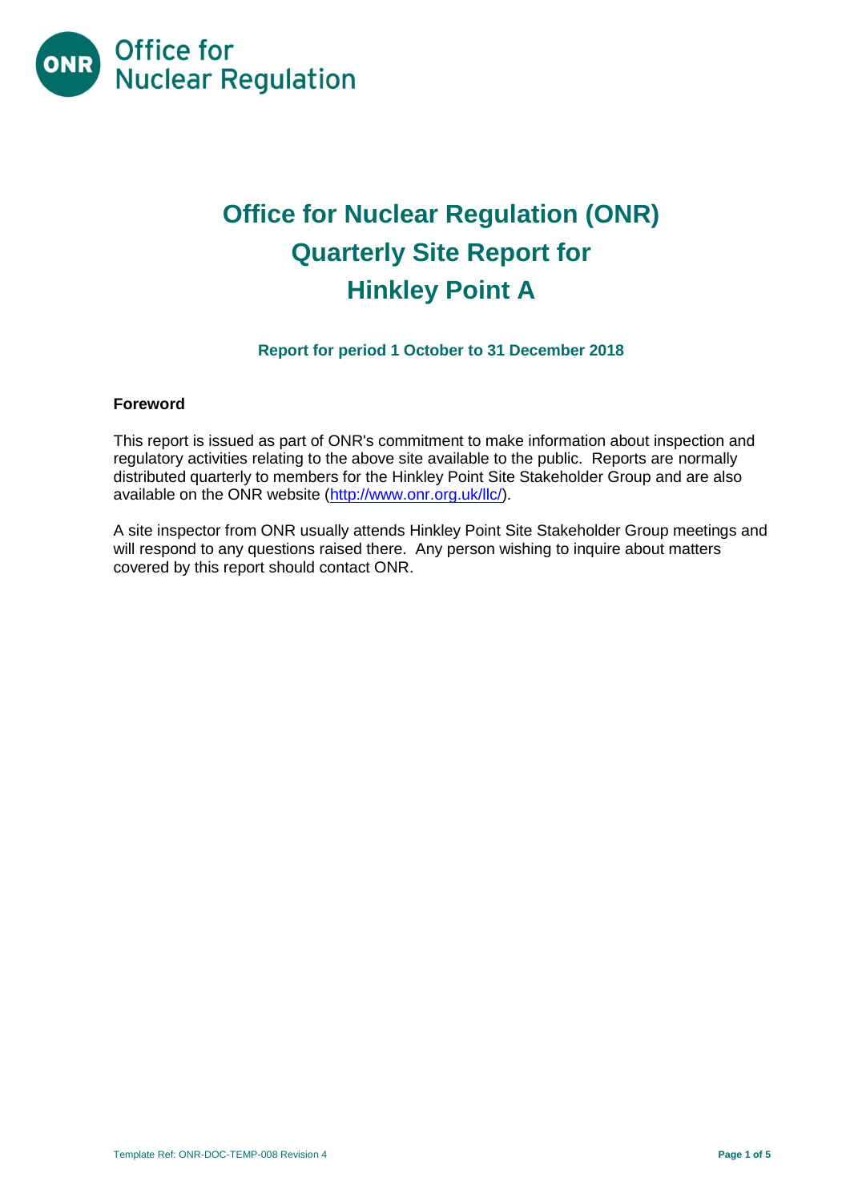# Office for Nuclear Regulation (ONR) Quarterly Site Report for Hinkley Point A

**Report for period 1 October to 31 December 2018**

## Foreword

This report is issued as part of ONR's commitment to make information about inspection and regulatory activities relating to the above site available to the public. Reports are normally distributed quarterly to members for the Hinkley Point Site Stakeholder Group and are also available on the ONR website (http://www.onr.org.uk/llc/).

A site inspector from ONR usually attends Hinkley Point Site Stakeholder Group meetings and will respond to any questions raised there. Any person wishing to inquire about matters covered by this report should contact ONR.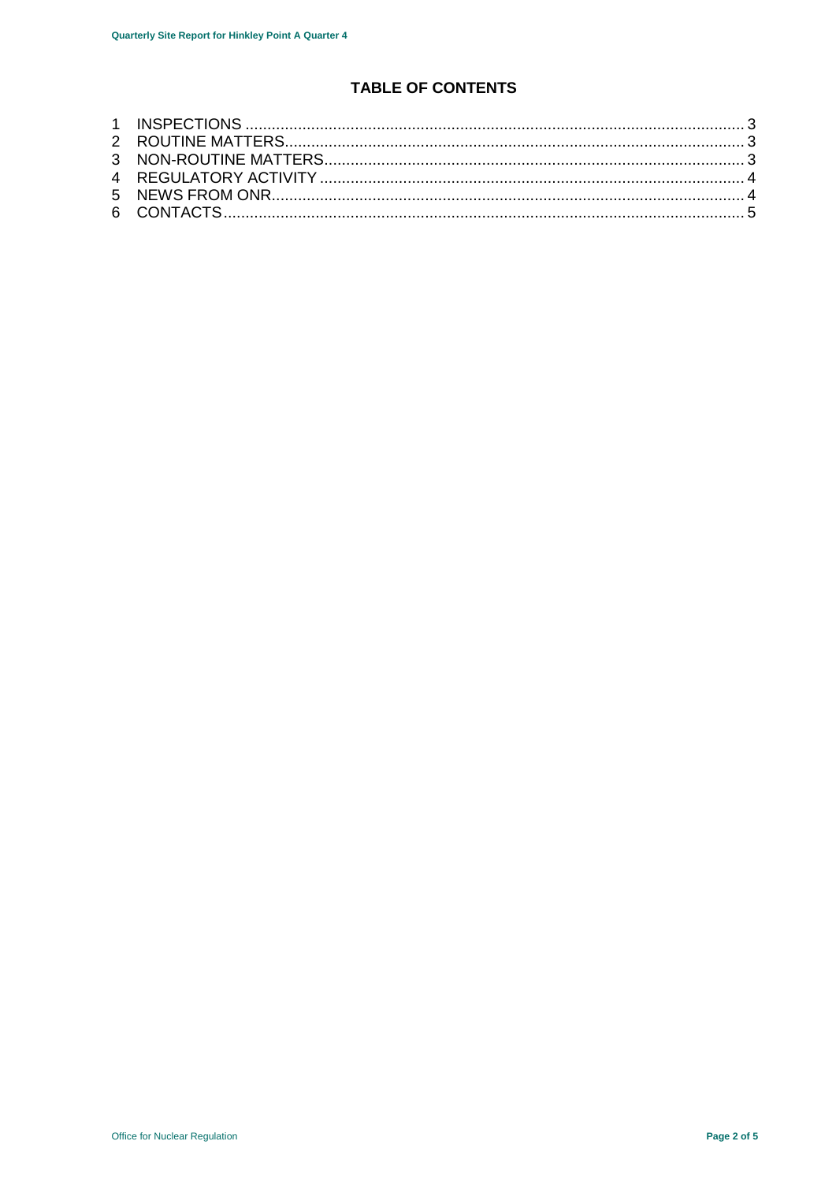## TABLE OF CONTENTS

1 INSPECTIONS ........................................................................................................... 3
2 ROUTINE MATTERS.................................................................................................. 3
3 NON-ROUTINE MATTERS.......................................................................................... 3
4 REGULATORY ACTIVITY .......................................................................................... 4
5 NEWS FROM ONR..................................................................................................... 4
6 CONTACTS ................................................................................................................ 5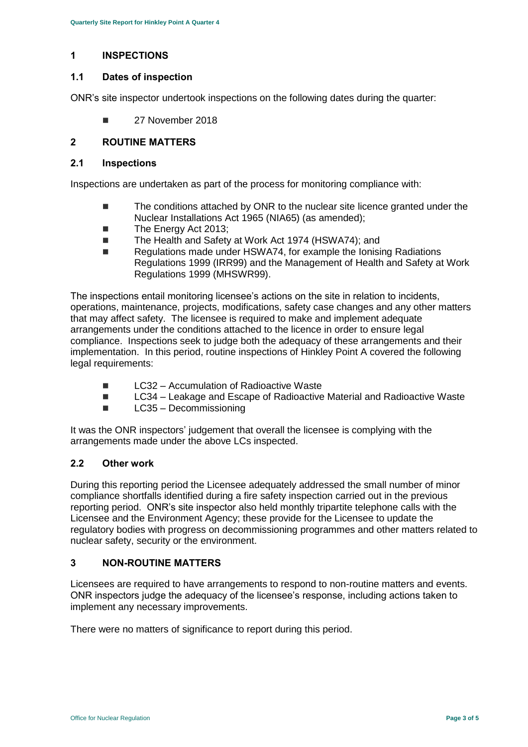## 1 INSPECTIONS

### 1.1 Dates of inspection

ONR's site inspector undertook inspections on the following dates during the quarter:

- 27 November 2018

## 2 ROUTINE MATTERS

### 2.1 Inspections

Inspections are undertaken as part of the process for monitoring compliance with:

- The conditions attached by ONR to the nuclear site licence granted under the Nuclear Installations Act 1965 (NIA65) (as amended);
- The Energy Act 2013;
- The Health and Safety at Work Act 1974 (HSWA74); and
- Regulations made under HSWA74, for example the Ionising Radiations Regulations 1999 (IRR99) and the Management of Health and Safety at Work Regulations 1999 (MHSWR99).

The inspections entail monitoring licensee's actions on the site in relation to incidents, operations, maintenance, projects, modifications, safety case changes and any other matters that may affect safety. The licensee is required to make and implement adequate arrangements under the conditions attached to the licence in order to ensure legal compliance. Inspections seek to judge both the adequacy of these arrangements and their implementation. In this period, routine inspections of Hinkley Point A covered the following legal requirements:

- LC32 – Accumulation of Radioactive Waste
- LC34 – Leakage and Escape of Radioactive Material and Radioactive Waste
- LC35 – Decommissioning

It was the ONR inspectors' judgement that overall the licensee is complying with the arrangements made under the above LCs inspected.

### 2.2 Other work

During this reporting period the Licensee adequately addressed the small number of minor compliance shortfalls identified during a fire safety inspection carried out in the previous reporting period. ONR's site inspector also held monthly tripartite telephone calls with the Licensee and the Environment Agency; these provide for the Licensee to update the regulatory bodies with progress on decommissioning programmes and other matters related to nuclear safety, security or the environment.

## 3 NON-ROUTINE MATTERS

Licensees are required to have arrangements to respond to non-routine matters and events. ONR inspectors judge the adequacy of the licensee's response, including actions taken to implement any necessary improvements.

There were no matters of significance to report during this period.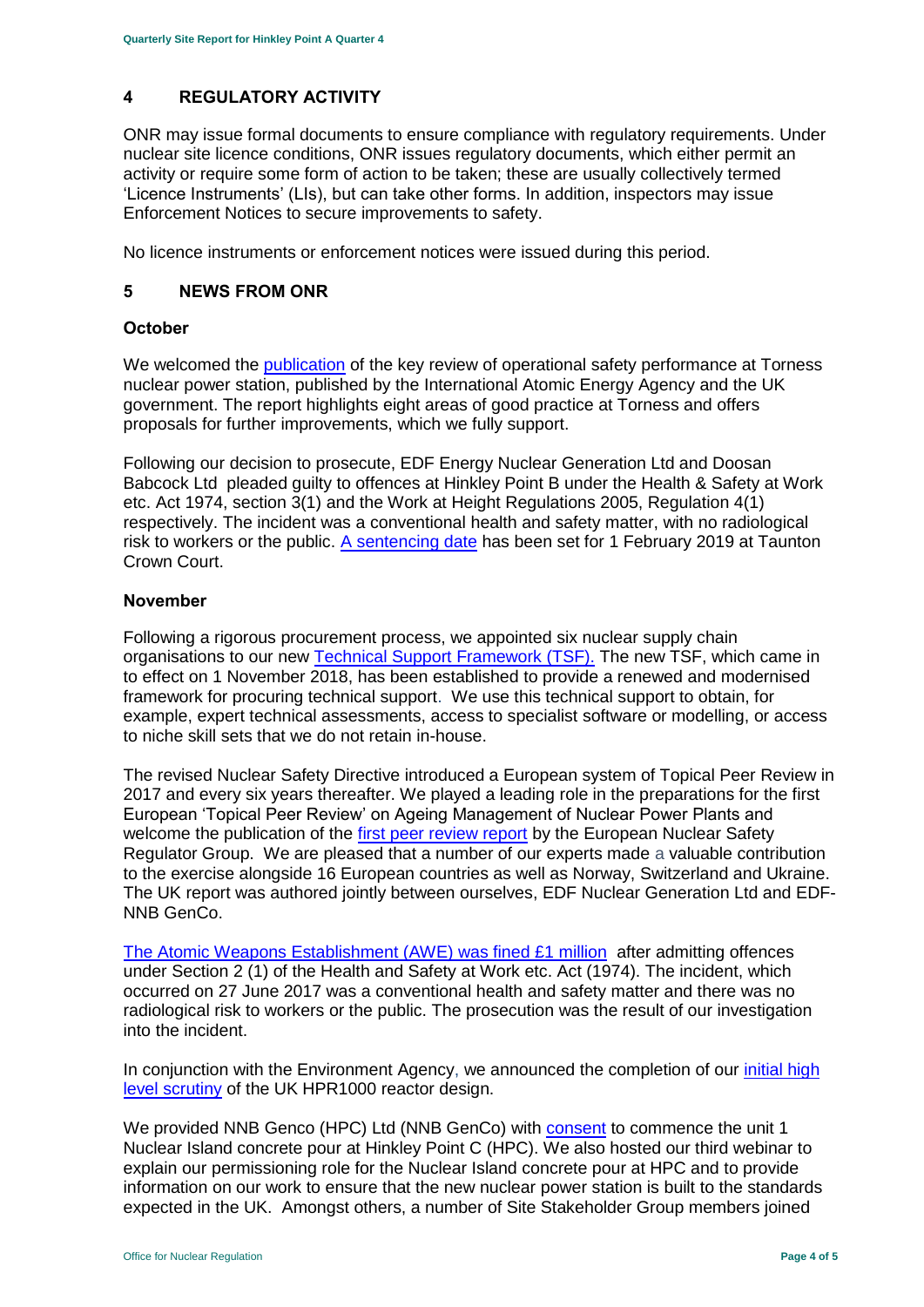## 4 REGULATORY ACTIVITY

ONR may issue formal documents to ensure compliance with regulatory requirements. Under nuclear site licence conditions, ONR issues regulatory documents, which either permit an activity or require some form of action to be taken; these are usually collectively termed 'Licence Instruments' (LIs), but can take other forms. In addition, inspectors may issue Enforcement Notices to secure improvements to safety.

No licence instruments or enforcement notices were issued during this period.

## 5 NEWS FROM ONR

### October

We welcomed the publication of the key review of operational safety performance at Torness nuclear power station, published by the International Atomic Energy Agency and the UK government. The report highlights eight areas of good practice at Torness and offers proposals for further improvements, which we fully support.

Following our decision to prosecute, EDF Energy Nuclear Generation Ltd and Doosan Babcock Ltd pleaded guilty to offences at Hinkley Point B under the Health & Safety at Work etc. Act 1974, section 3(1) and the Work at Height Regulations 2005, Regulation 4(1) respectively. The incident was a conventional health and safety matter, with no radiological risk to workers or the public. A sentencing date has been set for 1 February 2019 at Taunton Crown Court.

### November

Following a rigorous procurement process, we appointed six nuclear supply chain organisations to our new Technical Support Framework (TSF). The new TSF, which came in to effect on 1 November 2018, has been established to provide a renewed and modernised framework for procuring technical support. We use this technical support to obtain, for example, expert technical assessments, access to specialist software or modelling, or access to niche skill sets that we do not retain in-house.

The revised Nuclear Safety Directive introduced a European system of Topical Peer Review in 2017 and every six years thereafter. We played a leading role in the preparations for the first European 'Topical Peer Review' on Ageing Management of Nuclear Power Plants and welcome the publication of the first peer review report by the European Nuclear Safety Regulator Group. We are pleased that a number of our experts made a valuable contribution to the exercise alongside 16 European countries as well as Norway, Switzerland and Ukraine. The UK report was authored jointly between ourselves, EDF Nuclear Generation Ltd and EDF-NNB GenCo.

The Atomic Weapons Establishment (AWE) was fined £1 million after admitting offences under Section 2 (1) of the Health and Safety at Work etc. Act (1974). The incident, which occurred on 27 June 2017 was a conventional health and safety matter and there was no radiological risk to workers or the public. The prosecution was the result of our investigation into the incident.

In conjunction with the Environment Agency, we announced the completion of our initial high level scrutiny of the UK HPR1000 reactor design.

We provided NNB Genco (HPC) Ltd (NNB GenCo) with consent to commence the unit 1 Nuclear Island concrete pour at Hinkley Point C (HPC). We also hosted our third webinar to explain our permissioning role for the Nuclear Island concrete pour at HPC and to provide information on our work to ensure that the new nuclear power station is built to the standards expected in the UK. Amongst others, a number of Site Stakeholder Group members joined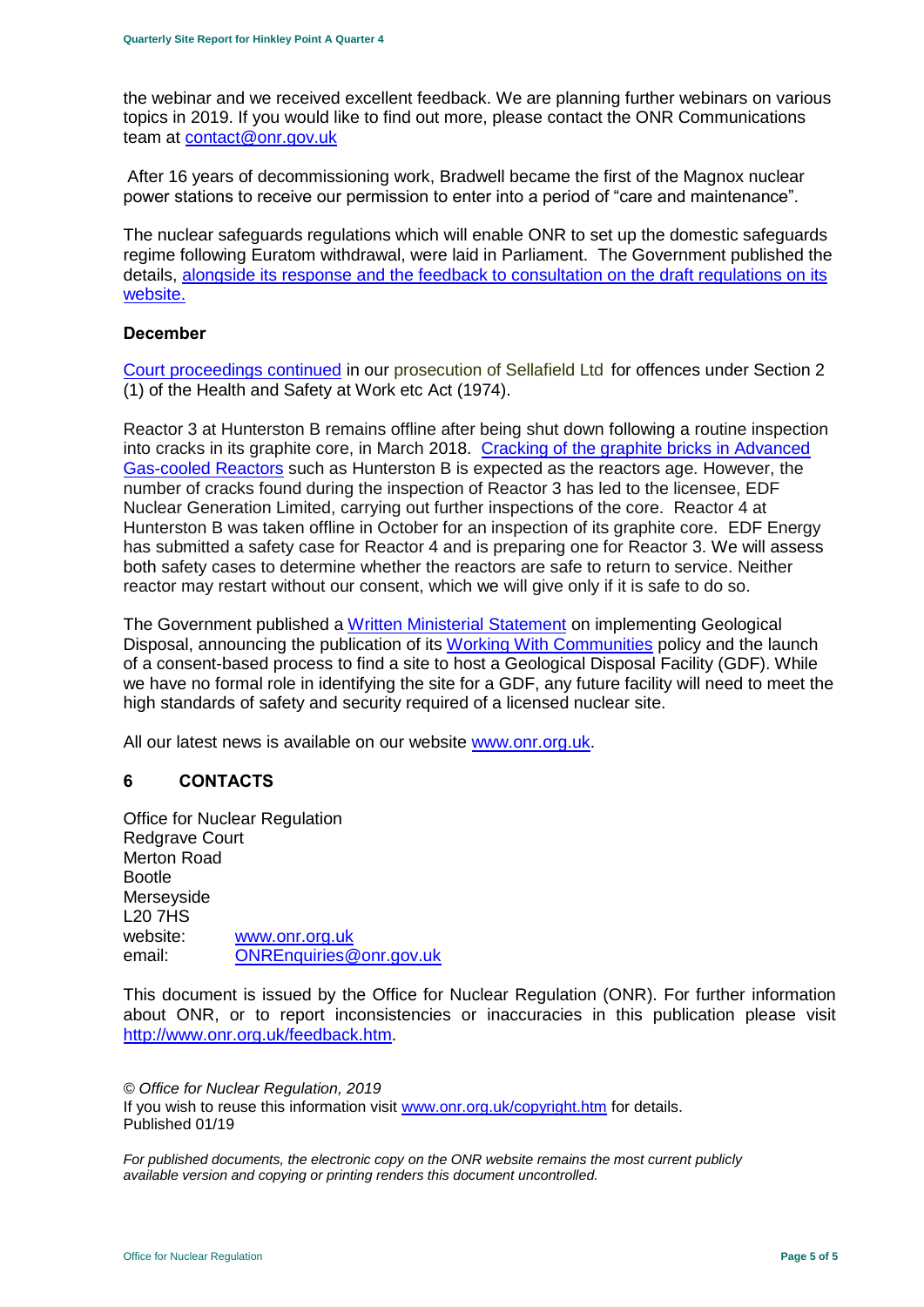the webinar and we received excellent feedback. We are planning further webinars on various topics in 2019. If you would like to find out more, please contact the ONR Communications team at contact@onr.gov.uk

After 16 years of decommissioning work, Bradwell became the first of the Magnox nuclear power stations to receive our permission to enter into a period of "care and maintenance".

The nuclear safeguards regulations which will enable ONR to set up the domestic safeguards regime following Euratom withdrawal, were laid in Parliament. The Government published the details, alongside its response and the feedback to consultation on the draft regulations on its website.

### December

Court proceedings continued in our prosecution of Sellafield Ltd for offences under Section 2 (1) of the Health and Safety at Work etc Act (1974).

Reactor 3 at Hunterston B remains offline after being shut down following a routine inspection into cracks in its graphite core, in March 2018. Cracking of the graphite bricks in Advanced Gas-cooled Reactors such as Hunterston B is expected as the reactors age. However, the number of cracks found during the inspection of Reactor 3 has led to the licensee, EDF Nuclear Generation Limited, carrying out further inspections of the core. Reactor 4 at Hunterston B was taken offline in October for an inspection of its graphite core. EDF Energy has submitted a safety case for Reactor 4 and is preparing one for Reactor 3. We will assess both safety cases to determine whether the reactors are safe to return to service. Neither reactor may restart without our consent, which we will give only if it is safe to do so.

The Government published a Written Ministerial Statement on implementing Geological Disposal, announcing the publication of its Working With Communities policy and the launch of a consent-based process to find a site to host a Geological Disposal Facility (GDF). While we have no formal role in identifying the site for a GDF, any future facility will need to meet the high standards of safety and security required of a licensed nuclear site.

All our latest news is available on our website www.onr.org.uk.

## 6 CONTACTS

Office for Nuclear Regulation
Redgrave Court
Merton Road
Bootle
Merseyside
L20 7HS
website: www.onr.org.uk
email: ONREnquiries@onr.gov.uk

This document is issued by the Office for Nuclear Regulation (ONR). For further information about ONR, or to report inconsistencies or inaccuracies in this publication please visit http://www.onr.org.uk/feedback.htm.

*© Office for Nuclear Regulation, 2019*
If you wish to reuse this information visit www.onr.org.uk/copyright.htm for details.
Published 01/19

*For published documents, the electronic copy on the ONR website remains the most current publicly available version and copying or printing renders this document uncontrolled.*